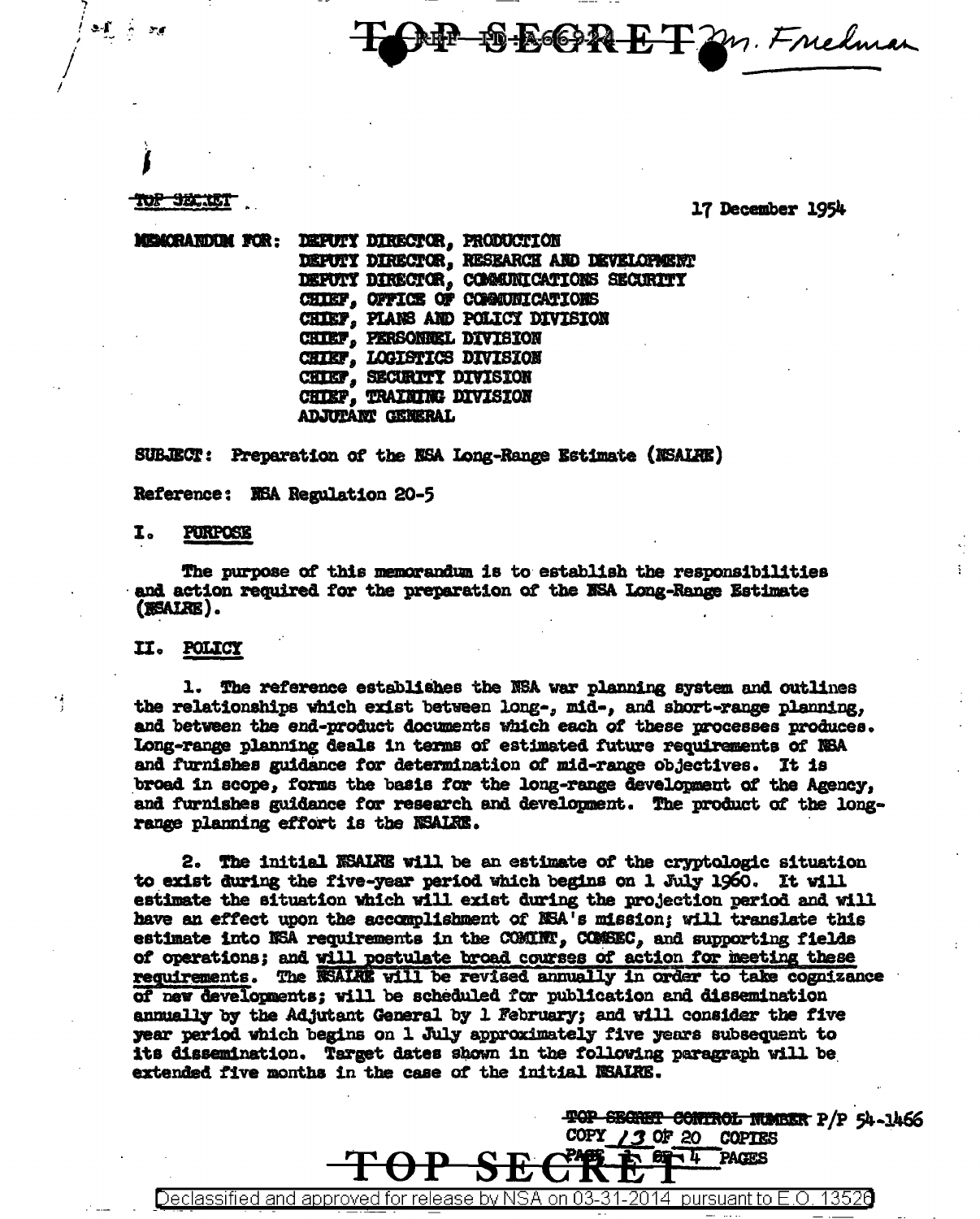TOP SECRET

17 December 1954

MEMORANDUM FOR: DEPUTY DIRECTOR, PRODUCTION
DEPUTY DIRECTOR, RESEARCH AND DEVELOPMENT
DEPUTY DIRECTOR, COMMUNICATIONS SECURITY
CHIEF, OFFICE OF COMMUNICATIONS
CHIEF, PLANS AND POLICY DIVISION
CHIEF, PERSONNEL DIVISION
CHIEF, LOGISTICS DIVISION
CHIEF, SECURITY DIVISION
CHIEF, TRAINING DIVISION
ADJUTANT GENERAL

SUBJECT: Preparation of the NSA Long-Range Estimate (NSALRE)

Reference: NSA Regulation 20-5

## I. PURPOSE

The purpose of this memorandum is to establish the responsibilities and action required for the preparation of the NSA Long-Range Estimate (NSALRE).

## II. POLICY

1. The reference establishes the NSA war planning system and outlines the relationships which exist between long-, mid-, and short-range planning, and between the end-product documents which each of these processes produces. Long-range planning deals in terms of estimated future requirements of NSA and furnishes guidance for determination of mid-range objectives. It is broad in scope, forms the basis for the long-range development of the Agency, and furnishes guidance for research and development. The product of the long-range planning effort is the NSALRE.

2. The initial NSALRE will be an estimate of the cryptologic situation to exist during the five-year period which begins on 1 July 1960. It will estimate the situation which will exist during the projection period and will have an effect upon the accomplishment of NSA's mission; will translate this estimate into NSA requirements in the COMINT, COMSEC, and supporting fields of operations; and will postulate broad courses of action for meeting these requirements. The NSALRE will be revised annually in order to take cognizance of new developments; will be scheduled for publication and dissemination annually by the Adjutant General by 1 February; and will consider the five year period which begins on 1 July approximately five years subsequent to its dissemination. Target dates shown in the following paragraph will be extended five months in the case of the initial NSALRE.

TOP SECRET CONTROL NUMBER P/P 54-1466
COPY 13 OF 20 COPIES
PAGE 1 OF 4 PAGES

TOP SECRET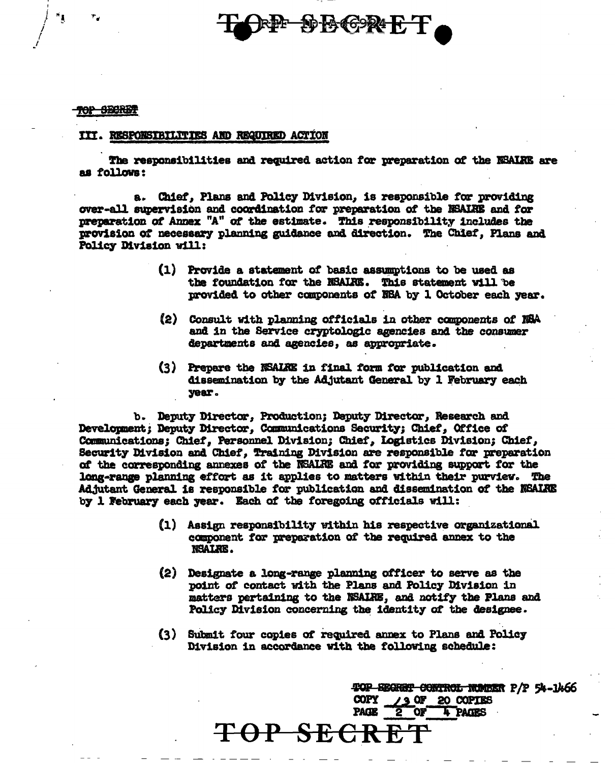## III. RESPONSIBILITIES AND REQUIRED ACTION

The responsibilities and required action for preparation of the NSAIRE are as follows:

a. Chief, Plans and Policy Division, is responsible for providing over-all supervision and coordination for preparation of the NSAIRE and for preparation of Annex "A" of the estimate. This responsibility includes the provision of necessary planning guidance and direction. The Chief, Plans and Policy Division will:

(1) Provide a statement of basic assumptions to be used as the foundation for the NSAIRE. This statement will be provided to other components of NSA by 1 October each year.

(2) Consult with planning officials in other components of NSA and in the Service cryptologic agencies and the consumer departments and agencies, as appropriate.

(3) Prepare the NSAIRE in final form for publication and dissemination by the Adjutant General by 1 February each year.

b. Deputy Director, Production; Deputy Director, Research and Development; Deputy Director, Communications Security; Chief, Office of Communications; Chief, Personnel Division; Chief, Logistics Division; Chief, Security Division and Chief, Training Division are responsible for preparation of the corresponding annexes of the NSAIRE and for providing support for the long-range planning effort as it applies to matters within their purview. The Adjutant General is responsible for publication and dissemination of the NSAIRE by 1 February each year. Each of the foregoing officials will:

(1) Assign responsibility within his respective organizational component for preparation of the required annex to the NSAIRE.

(2) Designate a long-range planning officer to serve as the point of contact with the Plans and Policy Division in matters pertaining to the NSAIRE, and notify the Plans and Policy Division concerning the identity of the designee.

(3) Submit four copies of required annex to Plans and Policy Division in accordance with the following schedule:

~~TOP SECRET CONTROL NUMBER~~ P/P 54-1466
COPY 13 OF 20 COPIES
PAGE 2 OF 4 PAGES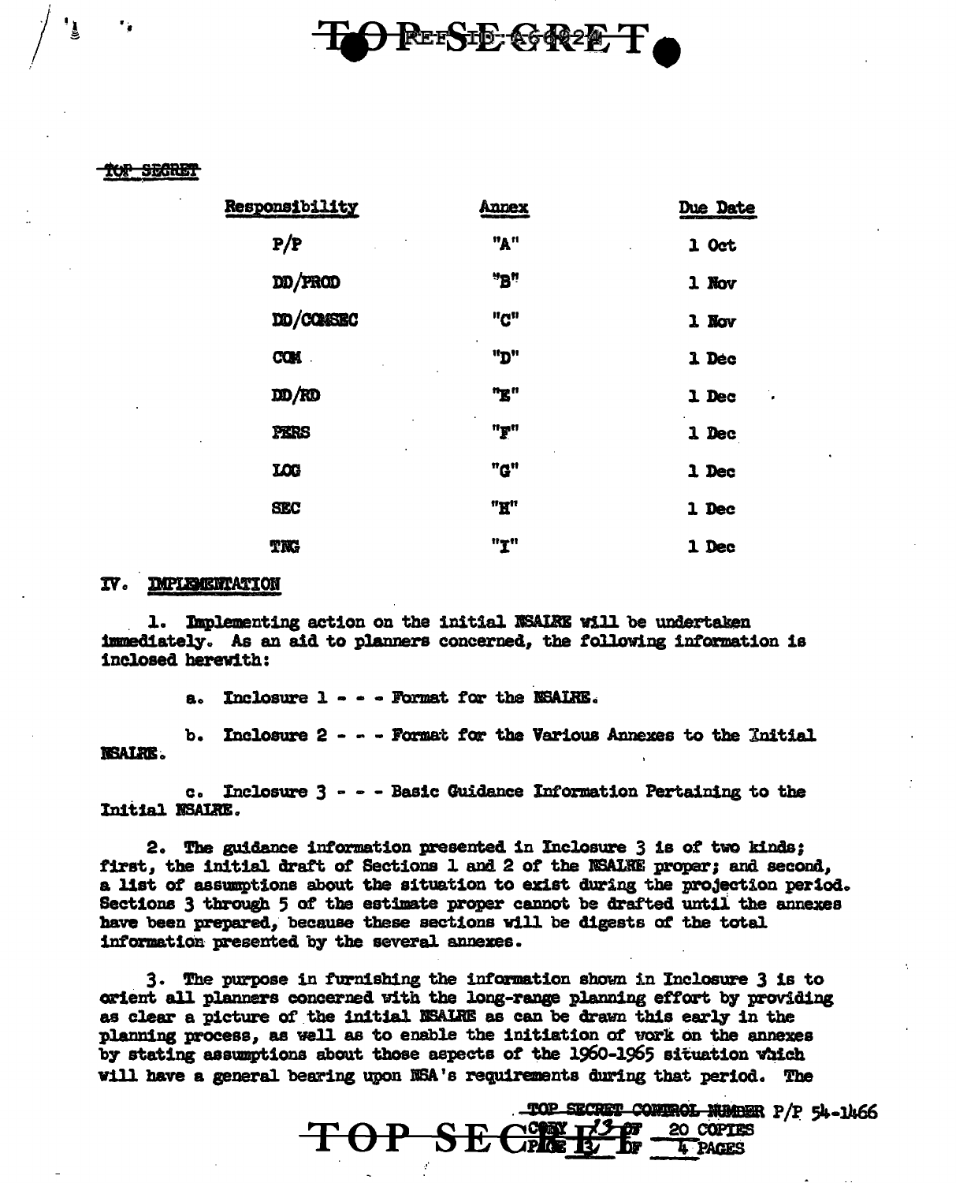| Responsibility | Annex | Due Date |
|---|---|---|
| P/P | "A" | 1 Oct |
| DD/PROD | "B" | 1 Nov |
| DD/COMSEC | "C" | 1 Nov |
| COM | "D" | 1 Dec |
| DD/RD | "E" | 1 Dec |
| PERS | "F" | 1 Dec |
| LOG | "G" | 1 Dec |
| SEC | "H" | 1 Dec |
| TNG | "I" | 1 Dec |

## IV. IMPLEMENTATION

1. Implementing action on the initial NSAIRE will be undertaken immediately. As an aid to planners concerned, the following information is inclosed herewith:

 a. Inclosure 1 - - - Format for the NSAIRE.

 b. Inclosure 2 - - - Format for the Various Annexes to the Initial NSAIRE.

 c. Inclosure 3 - - - Basic Guidance Information Pertaining to the Initial NSAIRE.

2. The guidance information presented in Inclosure 3 is of two kinds; first, the initial draft of Sections 1 and 2 of the NSAIRE proper; and second, a list of assumptions about the situation to exist during the projection period. Sections 3 through 5 of the estimate proper cannot be drafted until the annexes have been prepared, because these sections will be digests of the total information presented by the several annexes.

3. The purpose in furnishing the information shown in Inclosure 3 is to orient all planners concerned with the long-range planning effort by providing as clear a picture of the initial NSAIRE as can be drawn this early in the planning process, as well as to enable the initiation of work on the annexes by stating assumptions about those aspects of the 1960-1965 situation which will have a general bearing upon NSA's requirements during that period. The

TOP SECRET CONTROL NUMBER P/P 54-1466
COPY 13 OF 20 COPIES
PAGE 3 OF 4 PAGES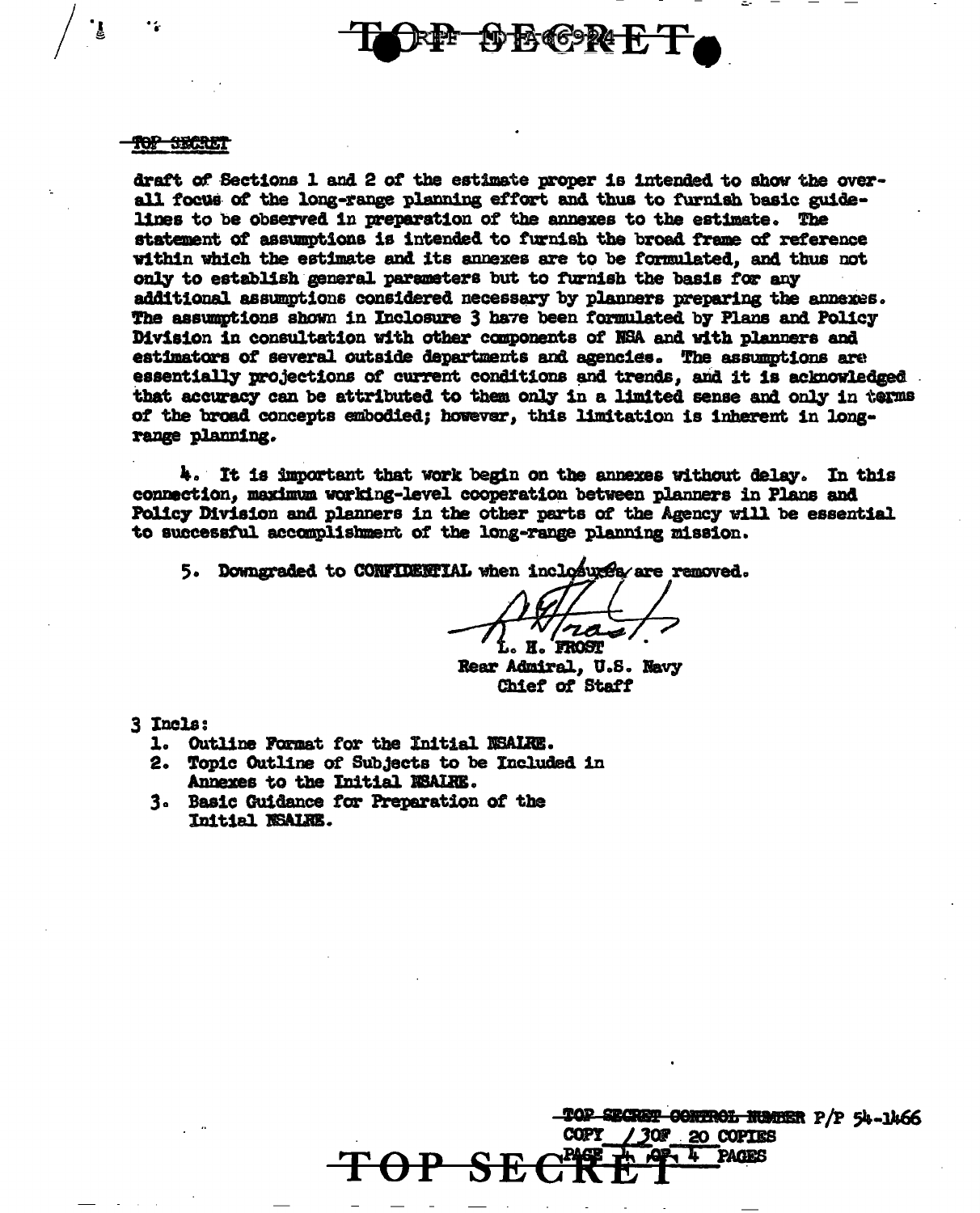draft of Sections 1 and 2 of the estimate proper is intended to show the overall focus of the long-range planning effort and thus to furnish basic guidelines to be observed in preparation of the annexes to the estimate. The statement of assumptions is intended to furnish the broad frame of reference within which the estimate and its annexes are to be formulated, and thus not only to establish general parameters but to furnish the basis for any additional assumptions considered necessary by planners preparing the annexes. The assumptions shown in Inclosure 3 have been formulated by Plans and Policy Division in consultation with other components of NSA and with planners and estimators of several outside departments and agencies. The assumptions are essentially projections of current conditions and trends, and it is acknowledged that accuracy can be attributed to them only in a limited sense and only in terms of the broad concepts embodied; however, this limitation is inherent in long-range planning.

4. It is important that work begin on the annexes without delay. In this connection, maximum working-level cooperation between planners in Plans and Policy Division and planners in the other parts of the Agency will be essential to successful accomplishment of the long-range planning mission.

5. Downgraded to CONFIDENTIAL when inclosures are removed.

L. H. FROST
Rear Admiral, U.S. Navy
Chief of Staff

3 Incls:

1. Outline Format for the Initial NSALRE.
2. Topic Outline of Subjects to be Included in Annexes to the Initial NSALRE.
3. Basic Guidance for Preparation of the Initial NSALRE.

TOP SECRET CONTROL NUMBER P/P 54-1466
COPY 13 OF 20 COPIES
PAGE 4 OF 4 PAGES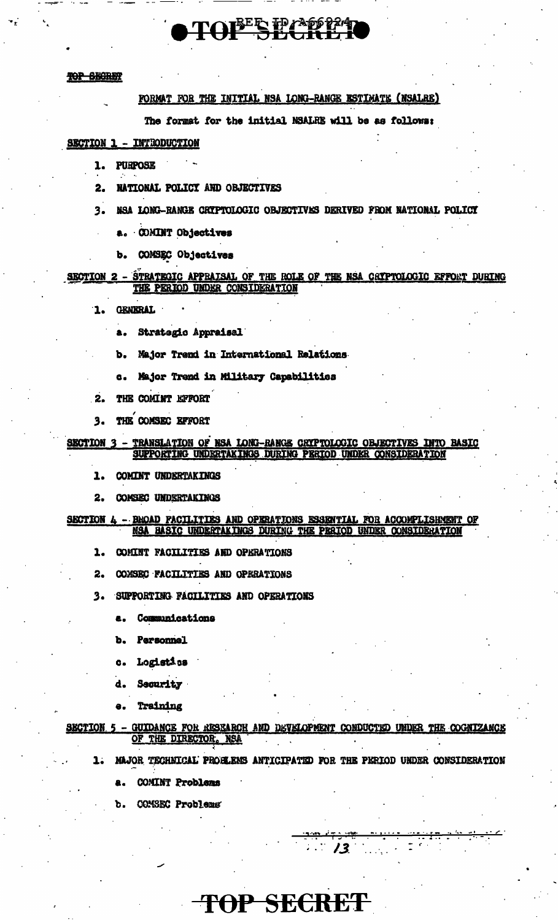TOP SECRET

FORMAT FOR THE INITIAL NSA LONG-RANGE ESTIMATE (NSALRE)

The format for the initial NSALRE will be as follows:

## SECTION 1 - INTRODUCTION

1. PURPOSE
2. NATIONAL POLICY AND OBJECTIVES
3. NSA LONG-RANGE CRYPTOLOGIC OBJECTIVES DERIVED FROM NATIONAL POLICY
   - a. COMINT Objectives
   - b. COMSEC Objectives

## SECTION 2 - STRATEGIC APPRAISAL OF THE ROLE OF THE NSA CRYPTOLOGIC EFFORT DURING THE PERIOD UNDER CONSIDERATION

1. GENERAL
   - a. Strategic Appraisal
   - b. Major Trend in International Relations
   - c. Major Trend in Military Capabilities
2. THE COMINT EFFORT
3. THE COMSEC EFFORT

## SECTION 3 - TRANSLATION OF NSA LONG-RANGE CRYPTOLOGIC OBJECTIVES INTO BASIC SUPPORTING UNDERTAKINGS DURING PERIOD UNDER CONSIDERATION

1. COMINT UNDERTAKINGS
2. COMSEC UNDERTAKINGS

## SECTION 4 - BROAD FACILITIES AND OPERATIONS ESSENTIAL FOR ACCOMPLISHMENT OF NSA BASIC UNDERTAKINGS DURING THE PERIOD UNDER CONSIDERATION

1. COMINT FACILITIES AND OPERATIONS
2. COMSEC FACILITIES AND OPERATIONS
3. SUPPORTING FACILITIES AND OPERATIONS
   - a. Communications
   - b. Personnel
   - c. Logistics
   - d. Security
   - e. Training

## SECTION 5 - GUIDANCE FOR RESEARCH AND DEVELOPMENT CONDUCTED UNDER THE COGNIZANCE OF THE DIRECTOR, NSA

1. MAJOR TECHNICAL PROBLEMS ANTICIPATED FOR THE PERIOD UNDER CONSIDERATION
   - a. COMINT Problems
   - b. COMSEC Problems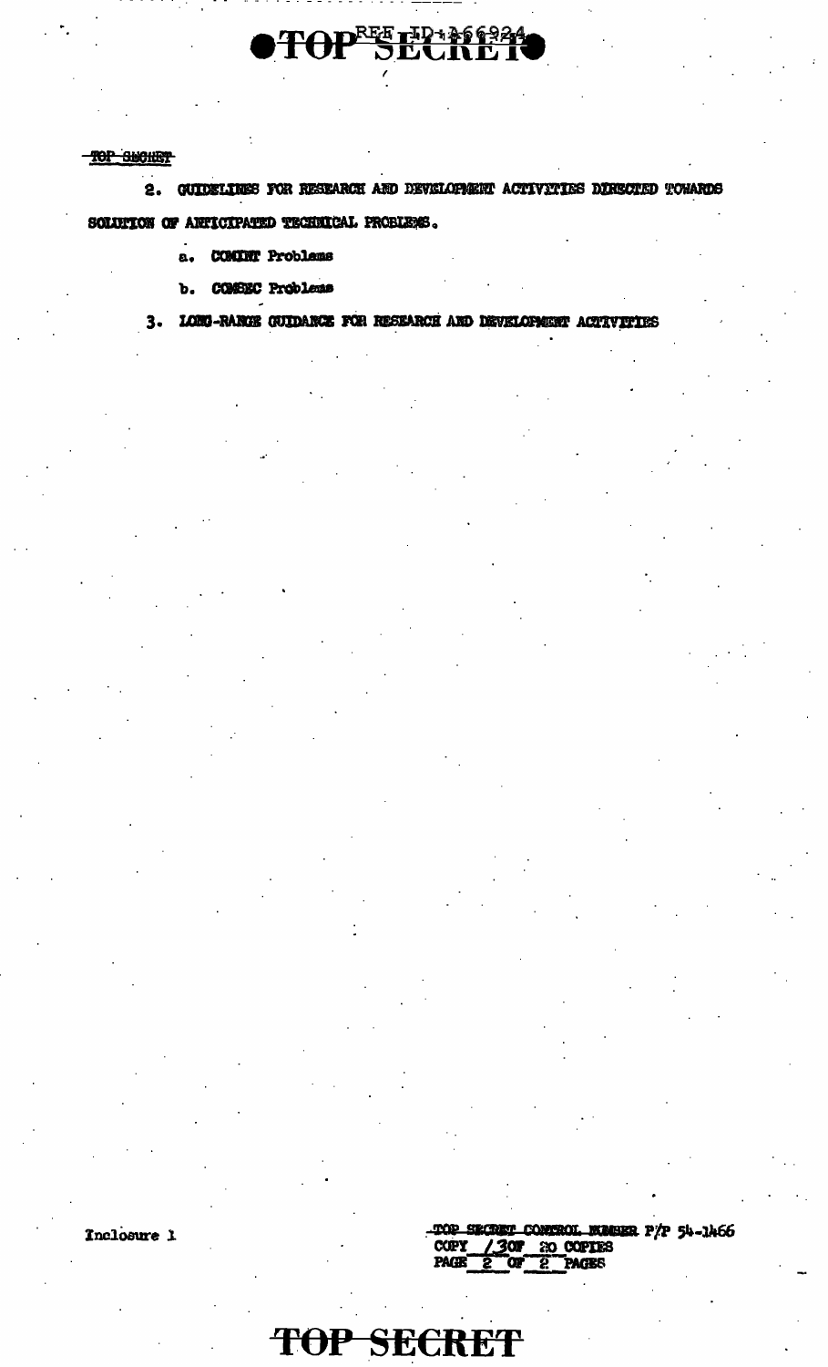TOP SECRET

2. GUIDELINES FOR RESEARCH AND DEVELOPMENT ACTIVITIES DIRECTED TOWARDS SOLUTION OF ANTICIPATED TECHNICAL PROBLEMS.

   a. COMINT Problems

   b. COMSEC Problems

3. LONG-RANGE GUIDANCE FOR RESEARCH AND DEVELOPMENT ACTIVITIES

Inclosure 1

TOP SECRET CONTROL NUMBER P/P 54-1466
COPY 13 OF 20 COPIES
PAGE 2 OF 2 PAGES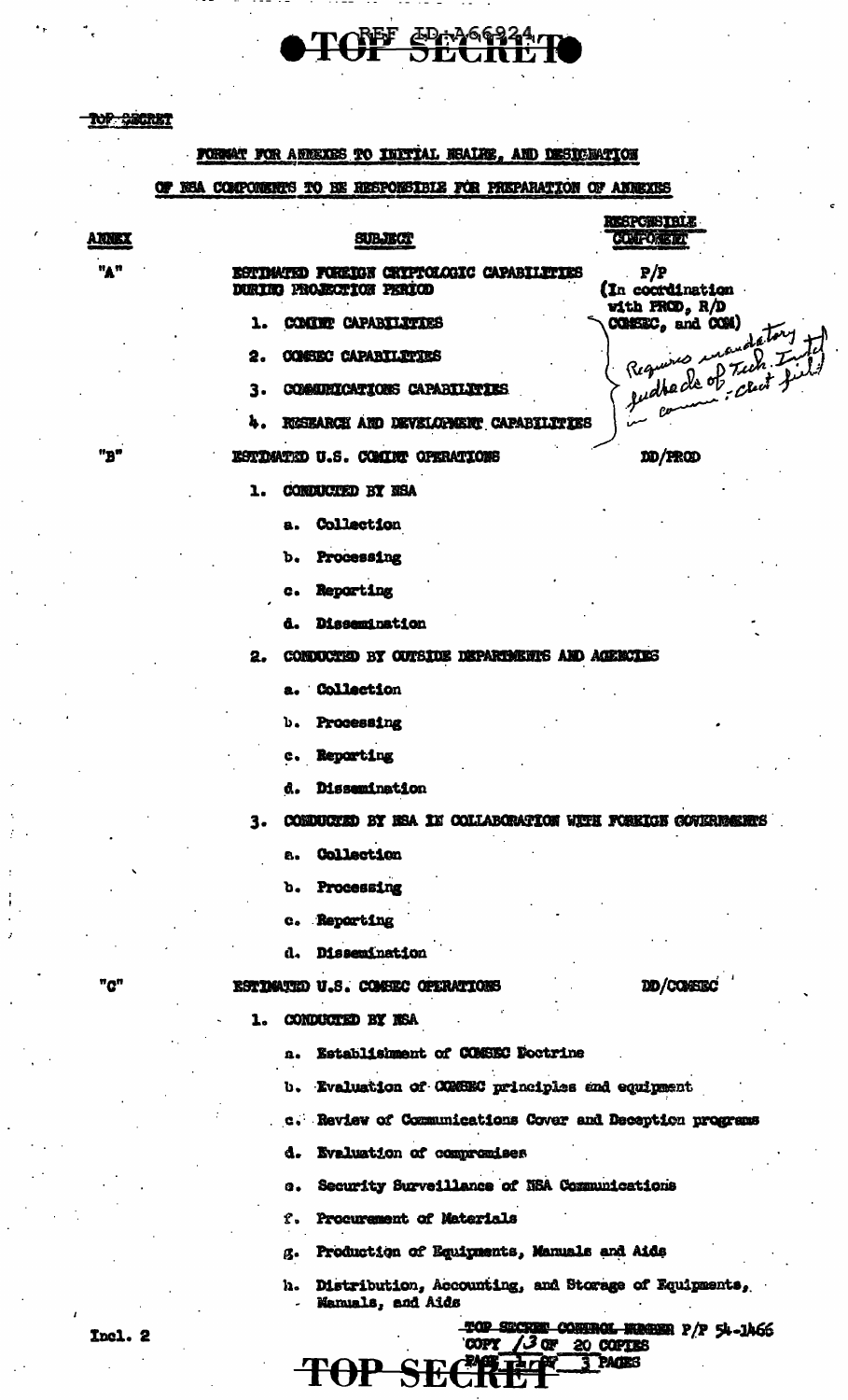TOP SECRET

# FORMAT FOR ANNEXES TO INITIAL NSAIRE, AND DESIGNATION OF NSA COMPONENTS TO BE RESPONSIBLE FOR PREPARATION OF ANNEXES

| ANNEX | SUBJECT | RESPONSIBLE COMPONENT |
|---|---|---|
| "A" | ESTIMATED FOREIGN CRYPTOLOGIC CAPABILITIES DURING PROJECTION PERIOD | P/P (In coordination with PROD, R/D COMSEC, and COM) |
| | 1. COMINT CAPABILITIES | Requires mandatory feedback of Tech. Intel in comm.-elect field |
| | 2. COMSEC CAPABILITIES | |
| | 3. COMMUNICATIONS CAPABILITIES | |
| | 4. RESEARCH AND DEVELOPMENT CAPABILITIES | |
| "B" | ESTIMATED U.S. COMINT OPERATIONS | DD/PROD |
| | 1. CONDUCTED BY NSA | |
| | a. Collection | |
| | b. Processing | |
| | c. Reporting | |
| | d. Dissemination | |
| | 2. CONDUCTED BY OUTSIDE DEPARTMENTS AND AGENCIES | |
| | a. Collection | |
| | b. Processing | |
| | c. Reporting | |
| | d. Dissemination | |
| | 3. CONDUCTED BY NSA IN COLLABORATION WITH FOREIGN GOVERNMENTS | |
| | a. Collection | |
| | b. Processing | |
| | c. Reporting | |
| | d. Dissemination | |
| "C" | ESTIMATED U.S. COMSEC OPERATIONS | DD/COMSEC |
| | 1. CONDUCTED BY NSA | |
| | a. Establishment of COMSEC Doctrine | |
| | b. Evaluation of COMSEC principles and equipment | |
| | c. Review of Communications Cover and Deception programs | |
| | d. Evaluation of compromises | |
| | e. Security Surveillance of NSA Communications | |
| | f. Procurement of Materials | |
| | g. Production of Equipments, Manuals and Aids | |
| | h. Distribution, Accounting, and Storage of Equipments, Manuals, and Aids | |

Incl. 2

TOP SECRET CONTROL NUMBER P/P 54-1466
COPY 13 OF 20 COPIES
PAGE 1 OF 3 PAGES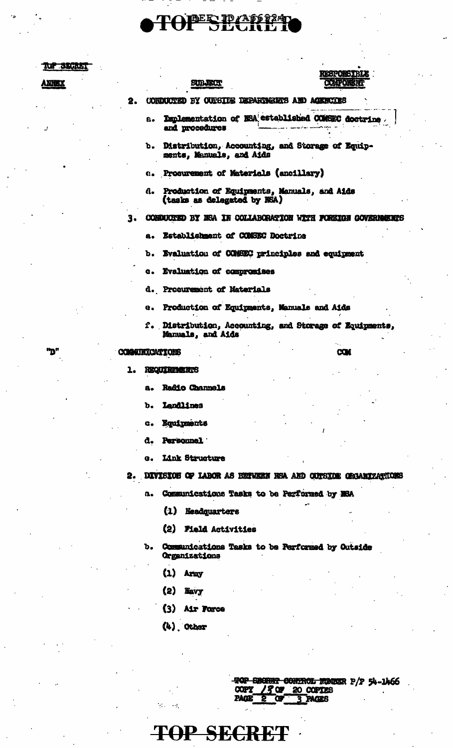TOP SECRET

ANNEX | SUBJECT | RESPONSIBLE COMPONENT

2. CONDUCTED BY OUTSIDE DEPARTMENTS AND AGENCIES

   a. Implementation of NSA established COMSEC doctrine and procedures

   b. Distribution, Accounting, and Storage of Equipments, Manuals, and Aids

   c. Procurement of Materials (ancillary)

   d. Production of Equipments, Manuals, and Aids (tasks as delegated by NSA)

3. CONDUCTED BY NSA IN COLLABORATION WITH FOREIGN GOVERNMENTS

   a. Establishment of COMSEC Doctrine

   b. Evaluation of COMSEC principles and equipment

   c. Evaluation of compromises

   d. Procurement of Materials

   e. Production of Equipments, Manuals and Aids

   f. Distribution, Accounting, and Storage of Equipments, Manuals, and Aids

"D" COMMUNICATIONS — COM

1. REQUIREMENTS

   a. Radio Channels

   b. Landlines

   c. Equipments

   d. Personnel

   e. Link Structure

2. DIVISION OF LABOR AS BETWEEN NSA AND OUTSIDE ORGANIZATIONS

   a. Communications Tasks to be Performed by NSA

      (1) Headquarters

      (2) Field Activities

   b. Communications Tasks to be Performed by Outside Organizations

      (1) Army

      (2) Navy

      (3) Air Force

      (4) Other

TOP SECRET CONTROL NUMBER P/P 54-1466
COPY 18 OF 20 COPIES
PAGE 2 OF 3 PAGES

TOP SECRET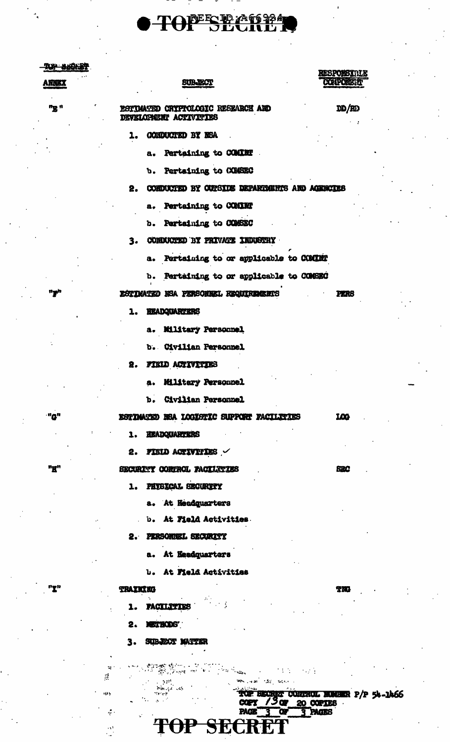TOP SECRET

| ANNEX | SUBJECT | RESPONSIBLE COMPONENT |
|---|---|---|
| "E" | ESTIMATED CRYPTOLOGIC RESEARCH AND DEVELOPMENT ACTIVITIES | DD/RD |
| | 1. CONDUCTED BY NSA | |
| | a. Pertaining to COMINT | |
| | b. Pertaining to COMSEC | |
| | 2. CONDUCTED BY OUTSIDE DEPARTMENTS AND AGENCIES | |
| | a. Pertaining to COMINT | |
| | b. Pertaining to COMSEC | |
| | 3. CONDUCTED BY PRIVATE INDUSTRY | |
| | a. Pertaining to or applicable to COMINT | |
| | b. Pertaining to or applicable to COMSEC | |
| "F" | ESTIMATED NSA PERSONNEL REQUIREMENTS | PERS |
| | 1. HEADQUARTERS | |
| | a. Military Personnel | |
| | b. Civilian Personnel | |
| | 2. FIELD ACTIVITIES | |
| | a. Military Personnel | |
| | b. Civilian Personnel | |
| "G" | ESTIMATED NSA LOGISTIC SUPPORT FACILITIES | LOG |
| | 1. HEADQUARTERS | |
| | 2. FIELD ACTIVITIES | |
| "H" | SECURITY CONTROL FACILITIES | SEC |
| | 1. PHYSICAL SECURITY | |
| | a. At Headquarters | |
| | b. At Field Activities | |
| | 2. PERSONNEL SECURITY | |
| | a. At Headquarters | |
| | b. At Field Activities | |
| "I" | TRAINING | TNG |
| | 1. FACILITIES | |
| | 2. METHODS | |
| | 3. SUBJECT MATTER | |

TOP SECRET CONTROL NUMBER P/P 54-1466
COPY 13 OF 20 COPIES
PAGE 3 OF 3 PAGES

TOP SECRET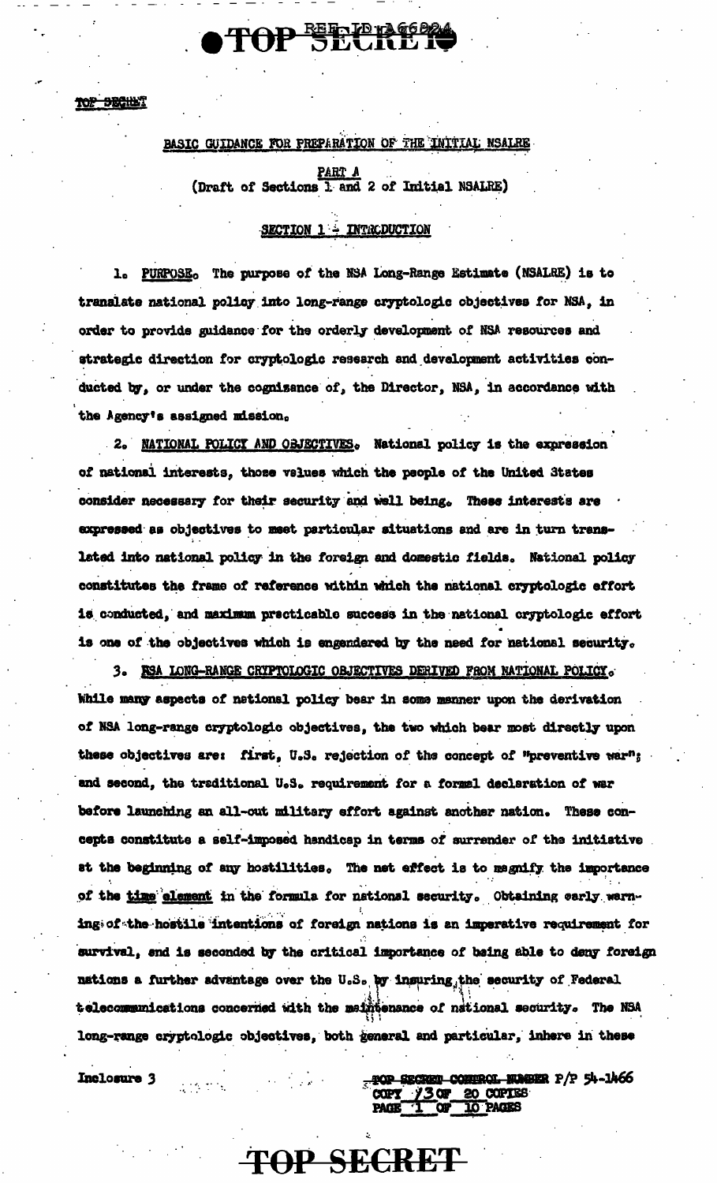BASIC GUIDANCE FOR PREPARATION OF THE INITIAL NSALRE

PART A
(Draft of Sections 1 and 2 of Initial NSALRE)

## SECTION 1 - INTRODUCTION

1. PURPOSE. The purpose of the NSA Long-Range Estimate (NSALRE) is to translate national policy into long-range cryptologic objectives for NSA, in order to provide guidance for the orderly development of NSA resources and strategic direction for cryptologic research and development activities conducted by, or under the cognizance of, the Director, NSA, in accordance with the Agency's assigned mission.

2. NATIONAL POLICY AND OBJECTIVES. National policy is the expression of national interests, those values which the people of the United States consider necessary for their security and well being. These interests are expressed as objectives to meet particular situations and are in turn translated into national policy in the foreign and domestic fields. National policy constitutes the frame of reference within which the national cryptologic effort is conducted, and maximum practicable success in the national cryptologic effort is one of the objectives which is engendered by the need for national security.

3. NSA LONG-RANGE CRYPTOLOGIC OBJECTIVES DERIVED FROM NATIONAL POLICY. While many aspects of national policy bear in some manner upon the derivation of NSA long-range cryptologic objectives, the two which bear most directly upon these objectives are: first, U.S. rejection of the concept of "preventive war"; and second, the traditional U.S. requirement for a formal declaration of war before launching an all-out military effort against another nation. These concepts constitute a self-imposed handicap in terms of surrender of the initiative at the beginning of any hostilities. The net effect is to magnify the importance of the time element in the formula for national security. Obtaining early warning of the hostile intentions of foreign nations is an imperative requirement for survival, and is seconded by the critical importance of being able to deny foreign nations a further advantage over the U.S. by insuring the security of Federal telecommunications concerned with the maintenance of national security. The NSA long-range cryptologic objectives, both general and particular, inhere in these

Inclosure 3

TOP SECRET CONTROL NUMBER P/P 54-1466
COPY 13 OF 20 COPIES
PAGE 1 OF 10 PAGES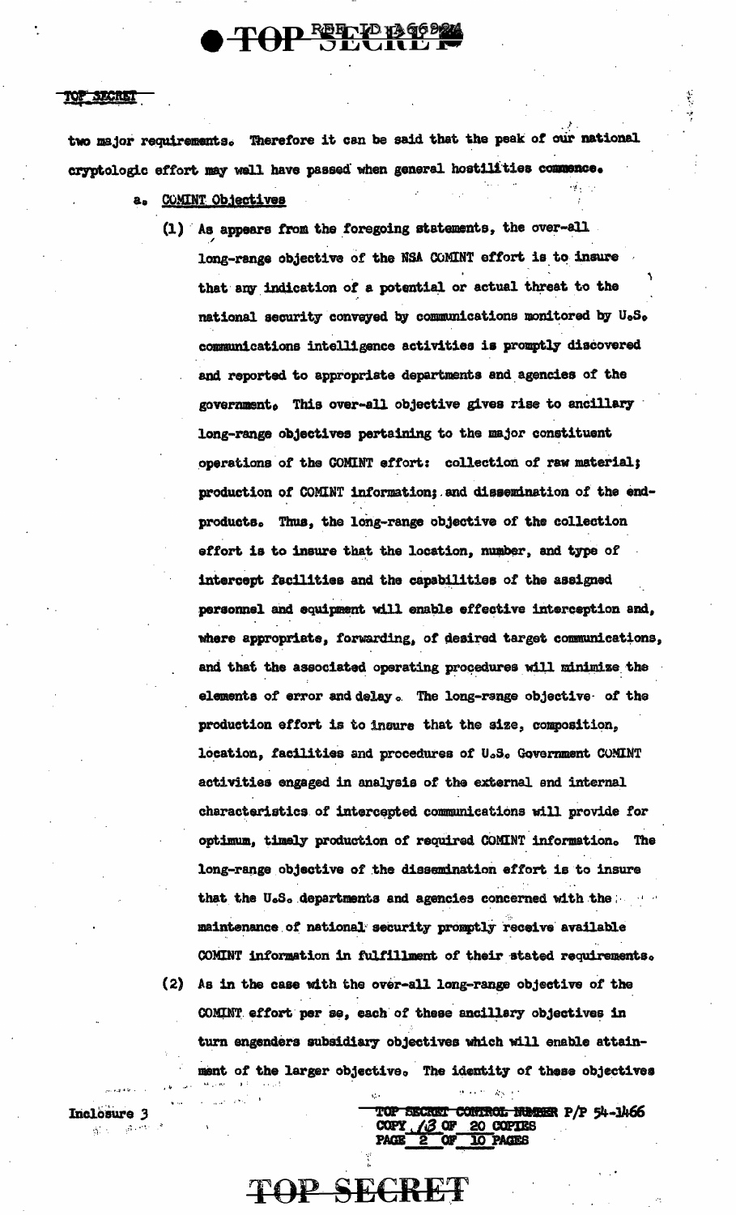two major requirements. Therefore it can be said that the peak of our national cryptologic effort may well have passed when general hostilities commence.

a. COMINT Objectives

(1) As appears from the foregoing statements, the over-all long-range objective of the NSA COMINT effort is to insure that any indication of a potential or actual threat to the national security conveyed by communications monitored by U.S. communications intelligence activities is promptly discovered and reported to appropriate departments and agencies of the government. This over-all objective gives rise to ancillary long-range objectives pertaining to the major constituent operations of the COMINT effort: collection of raw material; production of COMINT information; and dissemination of the end-products. Thus, the long-range objective of the collection effort is to insure that the location, number, and type of intercept facilities and the capabilities of the assigned personnel and equipment will enable effective interception and, where appropriate, forwarding, of desired target communications, and that the associated operating procedures will minimize the elements of error and delay. The long-range objective of the production effort is to insure that the size, composition, location, facilities and procedures of U.S. Government COMINT activities engaged in analysis of the external and internal characteristics of intercepted communications will provide for optimum, timely production of required COMINT information. The long-range objective of the dissemination effort is to insure that the U.S. departments and agencies concerned with the maintenance of national security promptly receive available COMINT information in fulfillment of their stated requirements.

(2) As in the case with the over-all long-range objective of the COMINT effort per se, each of these ancillary objectives in turn engenders subsidiary objectives which will enable attainment of the larger objective. The identity of these objectives

Inclosure 3

TOP SECRET CONTROL NUMBER P/P 54-1466
COPY 13 OF 20 COPIES
PAGE 2 OF 10 PAGES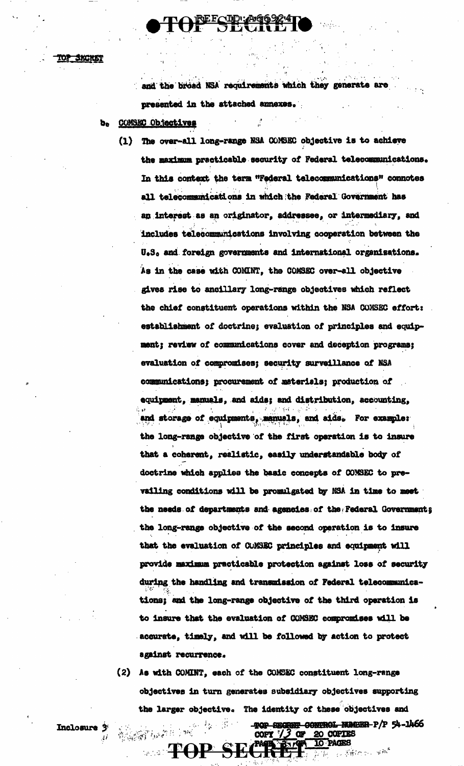and the broad NSA requirements which they generate are presented in the attached annexes.

b. COMSEC Objectives

(1) The over-all long-range NSA COMSEC objective is to achieve the maximum practicable security of Federal telecommunications. In this context the term "Federal telecommunications" connotes all telecommunications in which the Federal Government has an interest as an originator, addressee, or intermediary, and includes telecommunications involving cooperation between the U.S. and foreign governments and international organizations. As in the case with COMINT, the COMSEC over-all objective gives rise to ancillary long-range objectives which reflect the chief constituent operations within the NSA COMSEC effort: establishment of doctrine; evaluation of principles and equipment; review of communications cover and deception programs; evaluation of compromises; security surveillance of NSA communications; procurement of materials; production of equipment, manuals, and aids; and distribution, accounting, and storage of equipments, manuals, and aids. For example: the long-range objective of the first operation is to insure that a coherent, realistic, easily understandable body of doctrine which applies the basic concepts of COMSEC to prevailing conditions will be promulgated by NSA in time to meet the needs of departments and agencies of the Federal Government; the long-range objective of the second operation is to insure that the evaluation of COMSEC principles and equipment will provide maximum practicable protection against loss of security during the handling and transmission of Federal telecommunications; and the long-range objective of the third operation is to insure that the evaluation of COMSEC compromises will be accurate, timely, and will be followed by action to protect against recurrence.

(2) As with COMINT, each of the COMSEC constituent long-range objectives in turn generates subsidiary objectives supporting the larger objective. The identity of these objectives and

Inclosure 3

~~TOP SECRET CONTROL NUMBER~~ P/P 54-1466
COPY 13 OF 20 COPIES
PAGE 2 OF 10 PAGES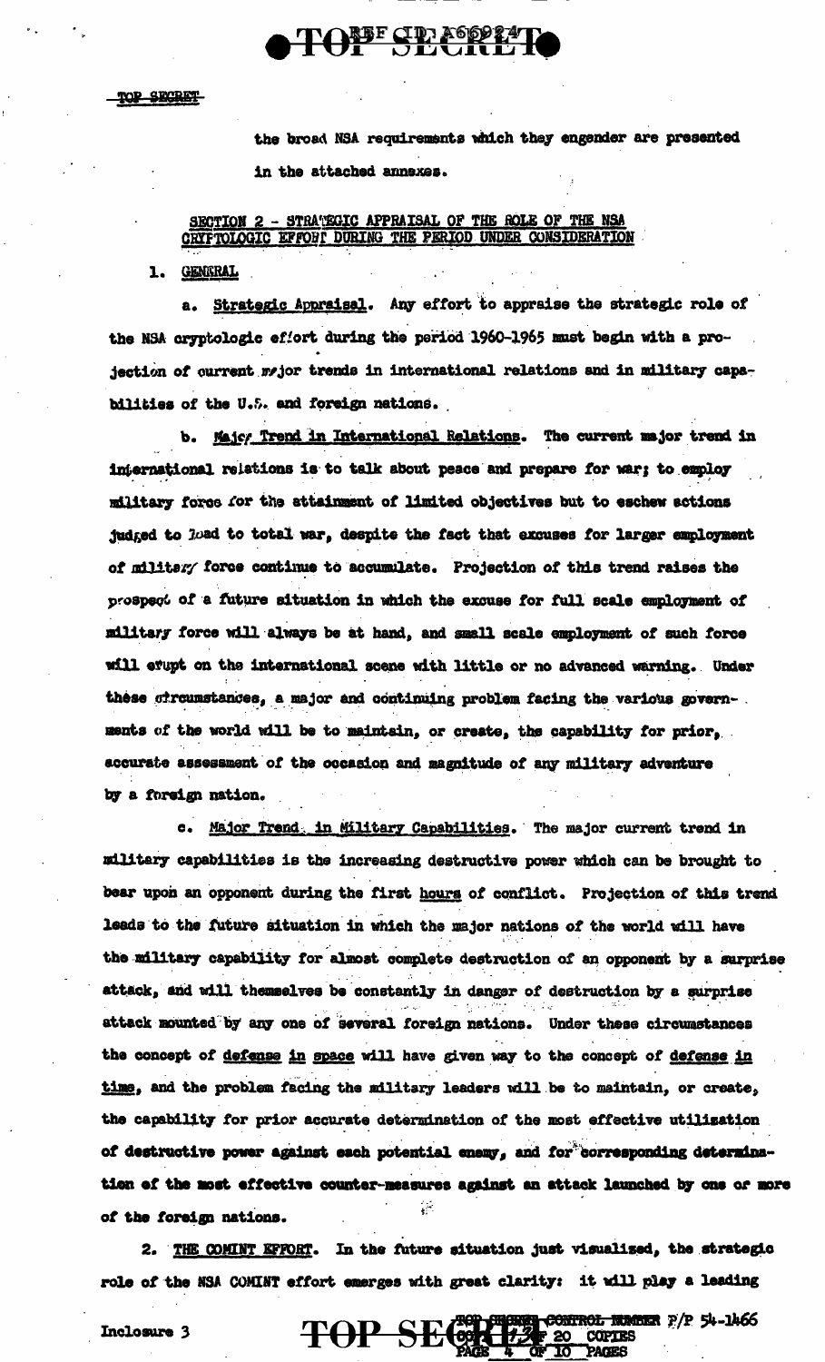the broad NSA requirements which they engender are presented in the attached annexes.

## SECTION 2 - STRATEGIC APPRAISAL OF THE ROLE OF THE NSA CRYPTOLOGIC EFFORT DURING THE PERIOD UNDER CONSIDERATION

1. GENERAL

a. Strategic Appraisal. Any effort to appraise the strategic role of the NSA cryptologic effort during the period 1960-1965 must begin with a projection of current major trends in international relations and in military capabilities of the U.S. and foreign nations.

b. Major Trend in International Relations. The current major trend in international relations is to talk about peace and prepare for war; to employ military force for the attainment of limited objectives but to eschew actions judged to lead to total war, despite the fact that excuses for larger employment of military force continue to accumulate. Projection of this trend raises the prospect of a future situation in which the excuse for full scale employment of military force will always be at hand, and small scale employment of such force will erupt on the international scene with little or no advanced warning. Under these circumstances, a major and continuing problem facing the various governments of the world will be to maintain, or create, the capability for prior, accurate assessment of the occasion and magnitude of any military adventure by a foreign nation.

c. Major Trend in Military Capabilities. The major current trend in military capabilities is the increasing destructive power which can be brought to bear upon an opponent during the first hours of conflict. Projection of this trend leads to the future situation in which the major nations of the world will have the military capability for almost complete destruction of an opponent by a surprise attack, and will themselves be constantly in danger of destruction by a surprise attack mounted by any one of several foreign nations. Under these circumstances the concept of defense in space will have given way to the concept of defense in time, and the problem facing the military leaders will be to maintain, or create, the capability for prior accurate determination of the most effective utilization of destructive power against each potential enemy, and for corresponding determination of the most effective counter-measures against an attack launched by one or more of the foreign nations.

2. THE COMINT EFFORT. In the future situation just visualized, the strategic role of the NSA COMINT effort emerges with great clarity: it will play a leading

Inclosure 3

TOP SECRET CONTROL NUMBER P/P 54-1466 COPY 1 OF 20 COPIES PAGE 4 OF 10 PAGES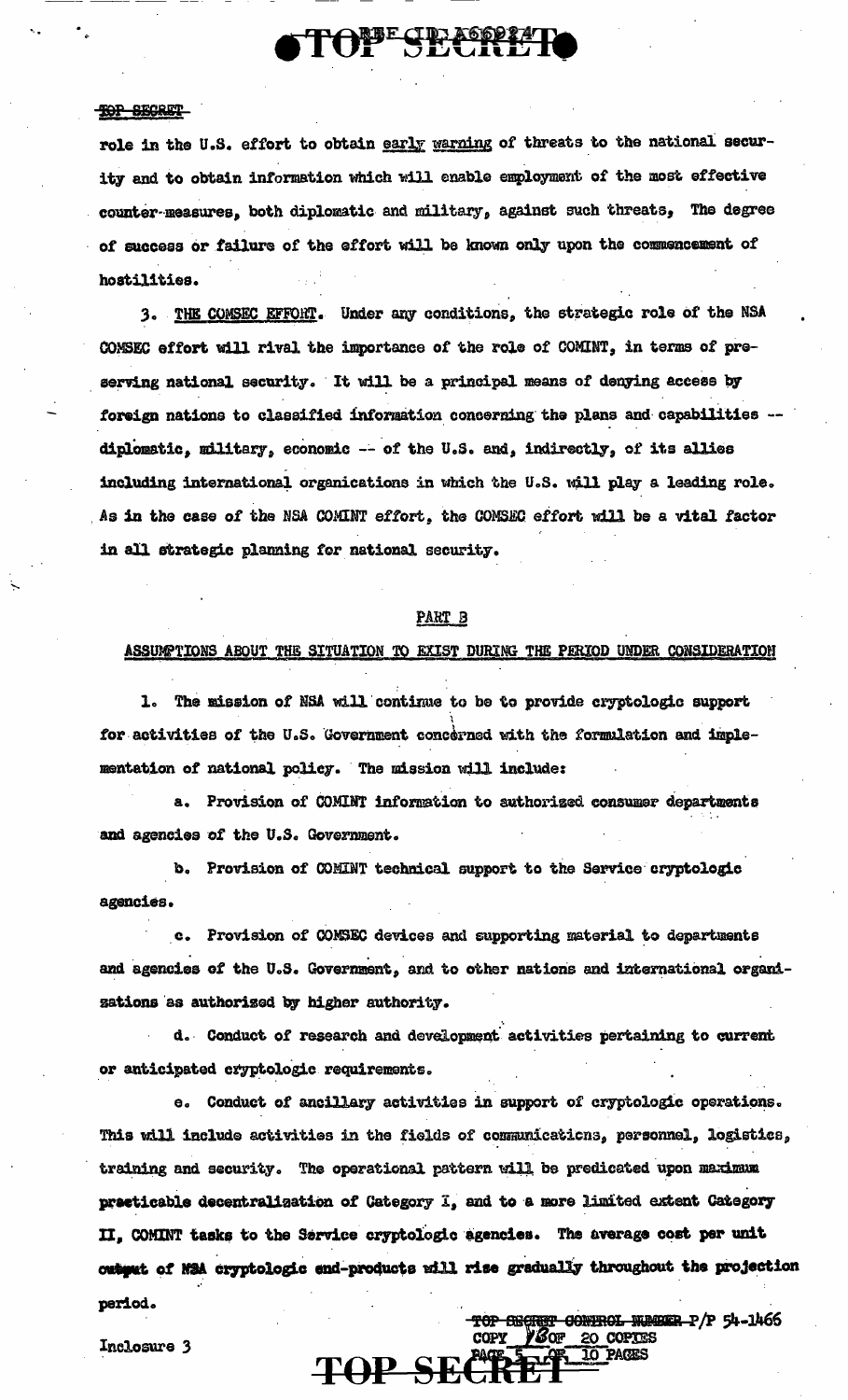role in the U.S. effort to obtain early warning of threats to the national security and to obtain information which will enable employment of the most effective counter-measures, both diplomatic and military, against such threats. The degree of success or failure of the effort will be known only upon the commencement of hostilities.

3. THE COMSEC EFFORT. Under any conditions, the strategic role of the NSA COMSEC effort will rival the importance of the role of COMINT, in terms of preserving national security. It will be a principal means of denying access by foreign nations to classified information concerning the plans and capabilities -- diplomatic, military, economic -- of the U.S. and, indirectly, of its allies including international organications in which the U.S. will play a leading role. As in the case of the NSA COMINT effort, the COMSEC effort will be a vital factor in all strategic planning for national security.

## PART B

### ASSUMPTIONS ABOUT THE SITUATION TO EXIST DURING THE PERIOD UNDER CONSIDERATION

1. The mission of NSA will continue to be to provide cryptologic support for activities of the U.S. Government concerned with the formulation and implementation of national policy. The mission will include:

a. Provision of COMINT information to authorized consumer departments and agencies of the U.S. Government.

b. Provision of COMINT technical support to the Service cryptologic agencies.

c. Provision of COMSEC devices and supporting material to departments and agencies of the U.S. Government, and to other nations and international organizations as authorized by higher authority.

d. Conduct of research and development activities pertaining to current or anticipated cryptologic requirements.

e. Conduct of ancillary activities in support of cryptologic operations. This will include activities in the fields of communications, personnel, logistics, training and security. The operational pattern will be predicated upon maximum practicable decentralization of Category I, and to a more limited extent Category II, COMINT tasks to the Service cryptologic agencies. The average cost per unit output of NSA cryptologic end-products will rise gradually throughout the projection period.

Inclosure 3

~~TOP SECRET CONTROL NUMBER~~ P/P 54-1466
COPY 18 OF 20 COPIES
PAGE 5 OF 10 PAGES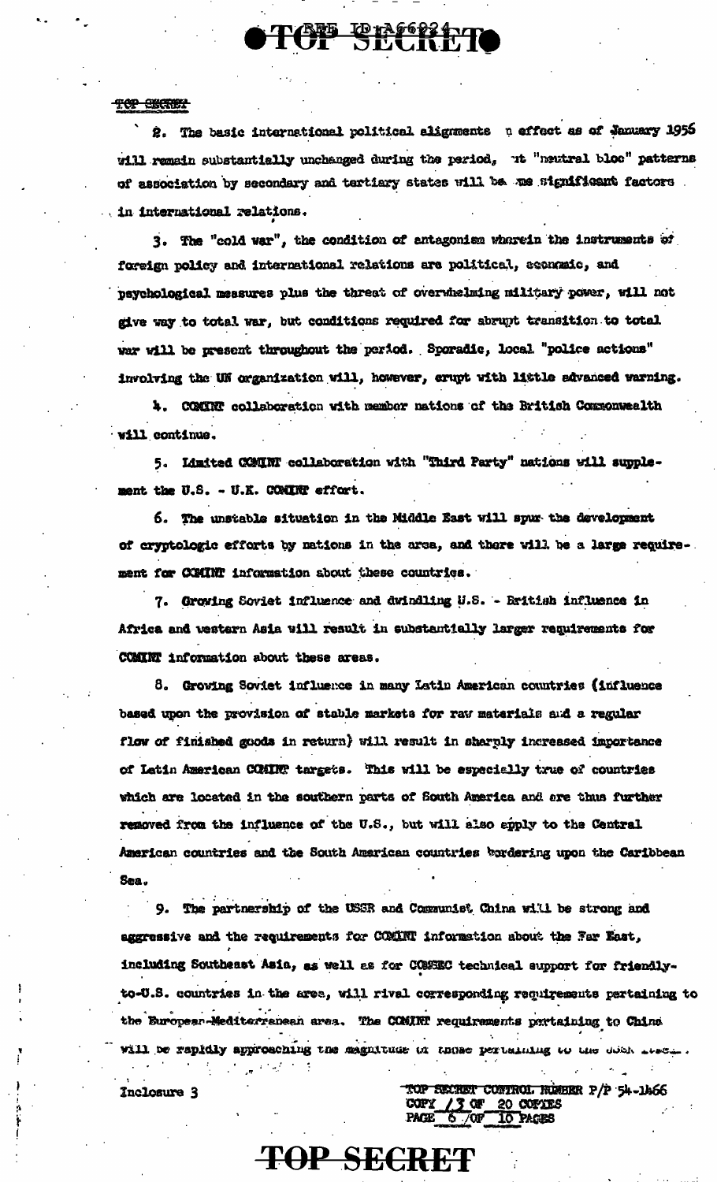TOP SECRET

2. The basic international political alignments in effect as of January 1956 will remain substantially unchanged during the period, but "neutral bloc" patterns of association by secondary and tertiary states will become significant factors in international relations.

3. The "cold war", the condition of antagonism wherein the instruments of foreign policy and international relations are political, economic, and psychological measures plus the threat of overwhelming military power, will not give way to total war, but conditions required for abrupt transition to total war will be present throughout the period. Sporadic, local "police actions" involving the UN organization will, however, erupt with little advanced warning.

4. COMINT collaboration with member nations of the British Commonwealth will continue.

5. Limited COMINT collaboration with "Third Party" nations will supplement the U.S. - U.K. COMINT effort.

6. The unstable situation in the Middle East will spur the development of cryptologic efforts by nations in the area, and there will be a large requirement for COMINT information about these countries.

7. Growing Soviet influence and dwindling U.S. - British influence in Africa and western Asia will result in substantially larger requirements for COMINT information about these areas.

8. Growing Soviet influence in many Latin American countries (influence based upon the provision of stable markets for raw materials and a regular flow of finished goods in return) will result in sharply increased importance of Latin American COMINT targets. This will be especially true of countries which are located in the southern parts of South America and are thus further removed from the influence of the U.S., but will also apply to the Central American countries and the South American countries bordering upon the Caribbean Sea.

9. The partnership of the USSR and Communist China will be strong and aggressive and the requirements for COMINT information about the Far East, including Southeast Asia, as well as for COMSEC technical support for friendly-to-U.S. countries in the area, will rival corresponding requirements pertaining to the European-Mediterranean area. The COMINT requirements pertaining to China will be rapidly approaching the magnitude of those pertaining to the USSR area.

Inclosure 3

TOP SECRET CONTROL NUMBER P/P 54-1466
COPY 13 OF 20 COPIES
PAGE 6 OF 10 PAGES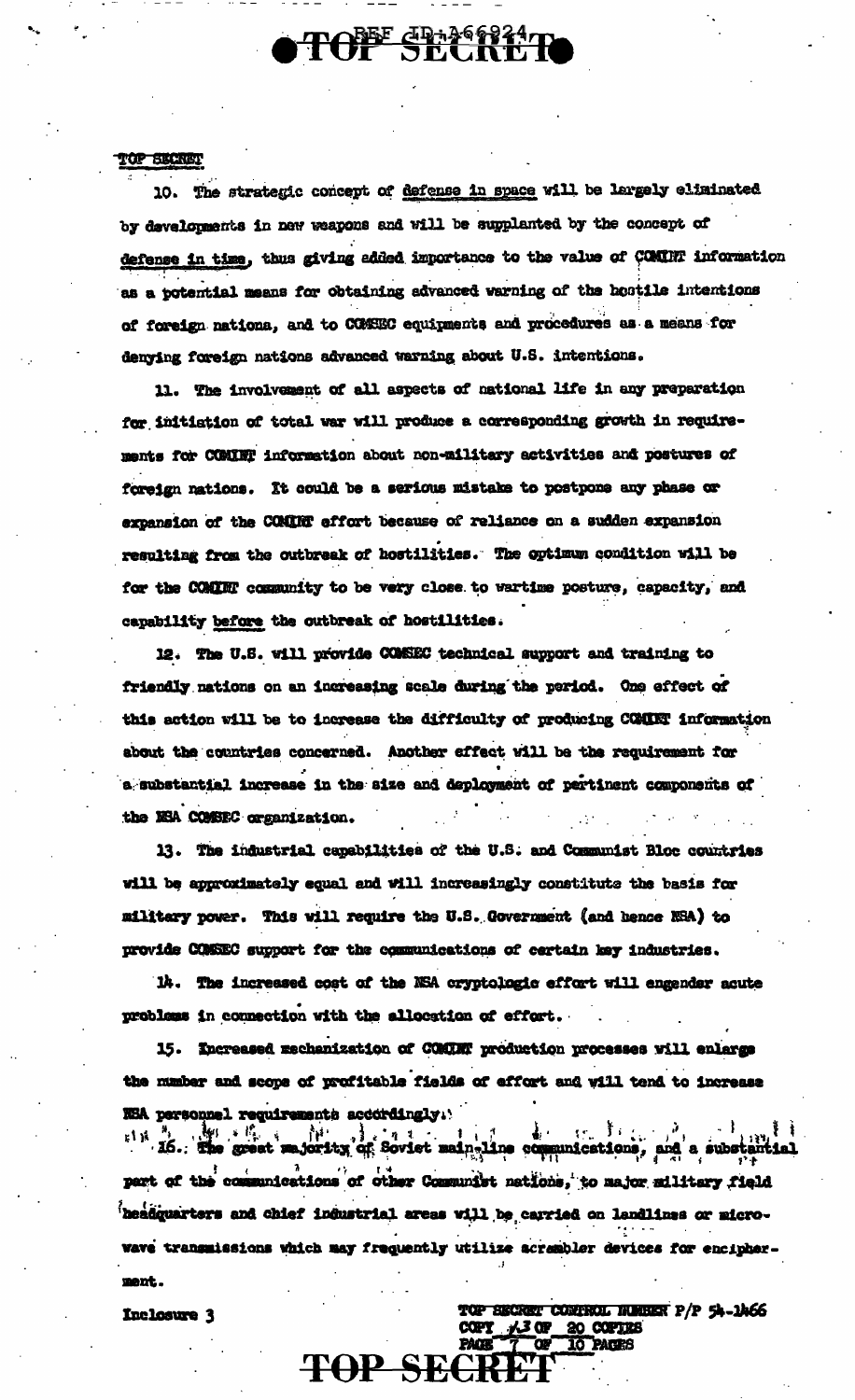TOP SECRET

10. The strategic concept of defense in space will be largely eliminated by developments in new weapons and will be supplanted by the concept of defense in time, thus giving added importance to the value of COMINT information as a potential means for obtaining advanced warning of the hostile intentions of foreign nations, and to COMSEC equipments and procedures as a means for denying foreign nations advanced warning about U.S. intentions.

11. The involvement of all aspects of national life in any preparation for initiation of total war will produce a corresponding growth in requirements for COMINT information about non-military activities and postures of foreign nations. It could be a serious mistake to postpone any phase or expansion of the COMINT effort because of reliance on a sudden expansion resulting from the outbreak of hostilities. The optimum condition will be for the COMINT community to be very close to wartime posture, capacity, and capability before the outbreak of hostilities.

12. The U.S. will provide COMSEC technical support and training to friendly nations on an increasing scale during the period. One effect of this action will be to increase the difficulty of producing COMINT information about the countries concerned. Another effect will be the requirement for a substantial increase in the size and deployment of pertinent components of the NSA COMSEC organization.

13. The industrial capabilities of the U.S. and Communist Bloc countries will be approximately equal and will increasingly constitute the basis for military power. This will require the U.S. Government (and hence NSA) to provide COMSEC support for the communications of certain key industries.

14. The increased cost of the NSA cryptologic effort will engender acute problems in connection with the allocation of effort.

15. Increased mechanization of COMINT production processes will enlarge the number and scope of profitable fields of effort and will tend to increase NSA personnel requirements accordingly.

16. The great majority of Soviet main-line communications, and a substantial part of the communications of other Communist nations, to major military field headquarters and chief industrial areas will be carried on landlines or microwave transmissions which may frequently utilize scrambler devices for encipherment.

Inclosure 3

TOP SECRET CONTROL NUMBER P/P 54-1466
COPY 13 OF 20 COPIES
PAGE 7 OF 10 PAGES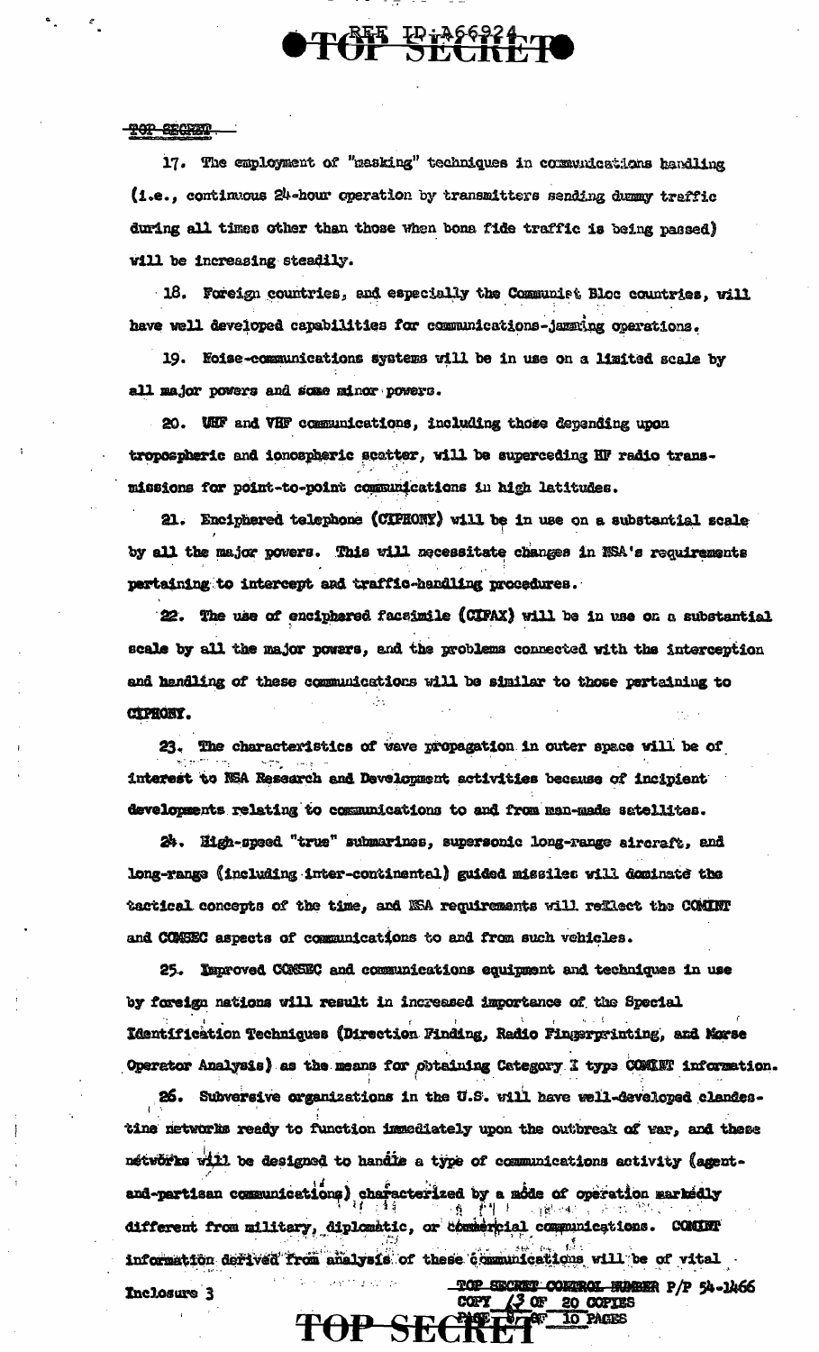17. The employment of "masking" techniques in communications handling (i.e., continuous 24-hour operation by transmitters sending dummy traffic during all times other than those when bona fide traffic is being passed) will be increasing steadily.

18. Foreign countries, and especially the Communist Bloc countries, will have well developed capabilities for communications-jamming operations.

19. Noise-communications systems will be in use on a limited scale by all major powers and some minor powers.

20. UHF and VHF communications, including those depending upon tropospheric and ionospheric scatter, will be superceding HF radio transmissions for point-to-point communications in high latitudes.

21. Enciphered telephone (CIPHONY) will be in use on a substantial scale by all the major powers. This will necessitate changes in NSA's requirements pertaining to intercept and traffic-handling procedures.

22. The use of enciphered facsimile (CIFAX) will be in use on a substantial scale by all the major powers, and the problems connected with the interception and handling of these communications will be similar to those pertaining to CIPHONY.

23. The characteristics of wave propagation in outer space will be of interest to NSA Research and Development activities because of incipient developments relating to communications to and from man-made satellites.

24. High-speed "true" submarines, supersonic long-range aircraft, and long-range (including inter-continental) guided missiles will dominate the tactical concepts of the time, and NSA requirements will reflect the COMINT and COMSEC aspects of communications to and from such vehicles.

25. Improved COMSEC and communications equipment and techniques in use by foreign nations will result in increased importance of the Special Identification Techniques (Direction Finding, Radio Fingerprinting, and Morse Operator Analysis) as the means for obtaining Category I type COMINT information.

26. Subversive organizations in the U.S. will have well-developed clandestine networks ready to function immediately upon the outbreak of war, and these networks will be designed to handle a type of communications activity (agent-and-partisan communications) characterized by a mode of operation markedly different from military, diplomatic, or commercial communications. COMINT information derived from analysis of these communications will be of vital

Inclosure 3

TOP SECRET CONTROL NUMBER P/P 54-1466
COPY 13 OF 20 COPIES
PAGE 9 OF 10 PAGES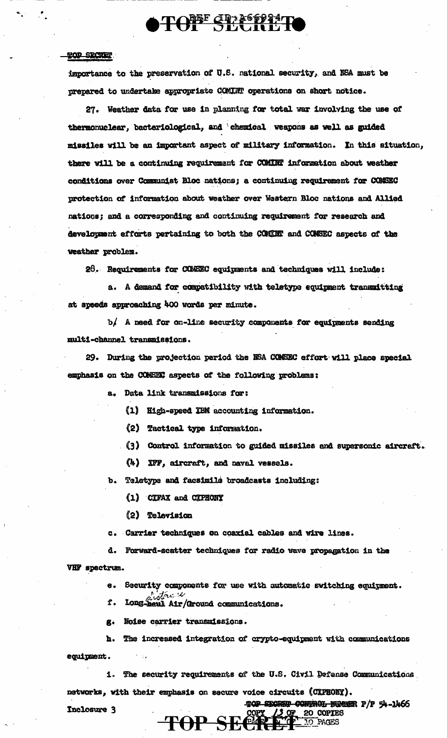importance to the preservation of U.S. national security, and NSA must be prepared to undertake appropriate COMINT operations on short notice.

27. Weather data for use in planning for total war involving the use of thermonuclear, bacteriological, and chemical weapons as well as guided missiles will be an important aspect of military information. In this situation, there will be a continuing requirement for COMINT information about weather conditions over Communist Bloc nations; a continuing requirement for COMSEC protection of information about weather over Western Bloc nations and Allied nations; and a corresponding and continuing requirement for research and development efforts pertaining to both the COMINT and COMSEC aspects of the weather problem.

28. Requirements for COMSEC equipments and techniques will include:

a. A demand for compatibility with teletype equipment transmitting at speeds approaching 400 words per minute.

b/ A need for on-line security components for equipments sending multi-channel transmissions.

29. During the projection period the NSA COMSEC effort will place special emphasis on the COMSEC aspects of the following problems:

a. Data link transmissions for:

(1) High-speed IBM accounting information.

(2) Tactical type information.

(3) Control information to guided missiles and supersonic aircraft.

(4) IFF, aircraft, and naval vessels.

b. Teletype and facsimile broadcasts including:

(1) CIFAX and CIPHONY

(2) Television

c. Carrier techniques on coaxial cables and wire lines.

d. Forward-scatter techniques for radio wave propagation in the VHF spectrum.

e. Security components for use with automatic switching equipment.

f. Long-~~haul~~ distance Air/Ground communications.

g. Noise carrier transmissions.

h. The increased integration of crypto-equipment with communications equipment.

i. The security requirements of the U.S. Civil Defense Communications networks, with their emphasis on secure voice circuits (CIPHONY).

Inclosure 3

TOP SECRET CONTROL NUMBER P/P 54-1466
COPY 13 OF 20 COPIES
PAGE 18 OF 19 PAGES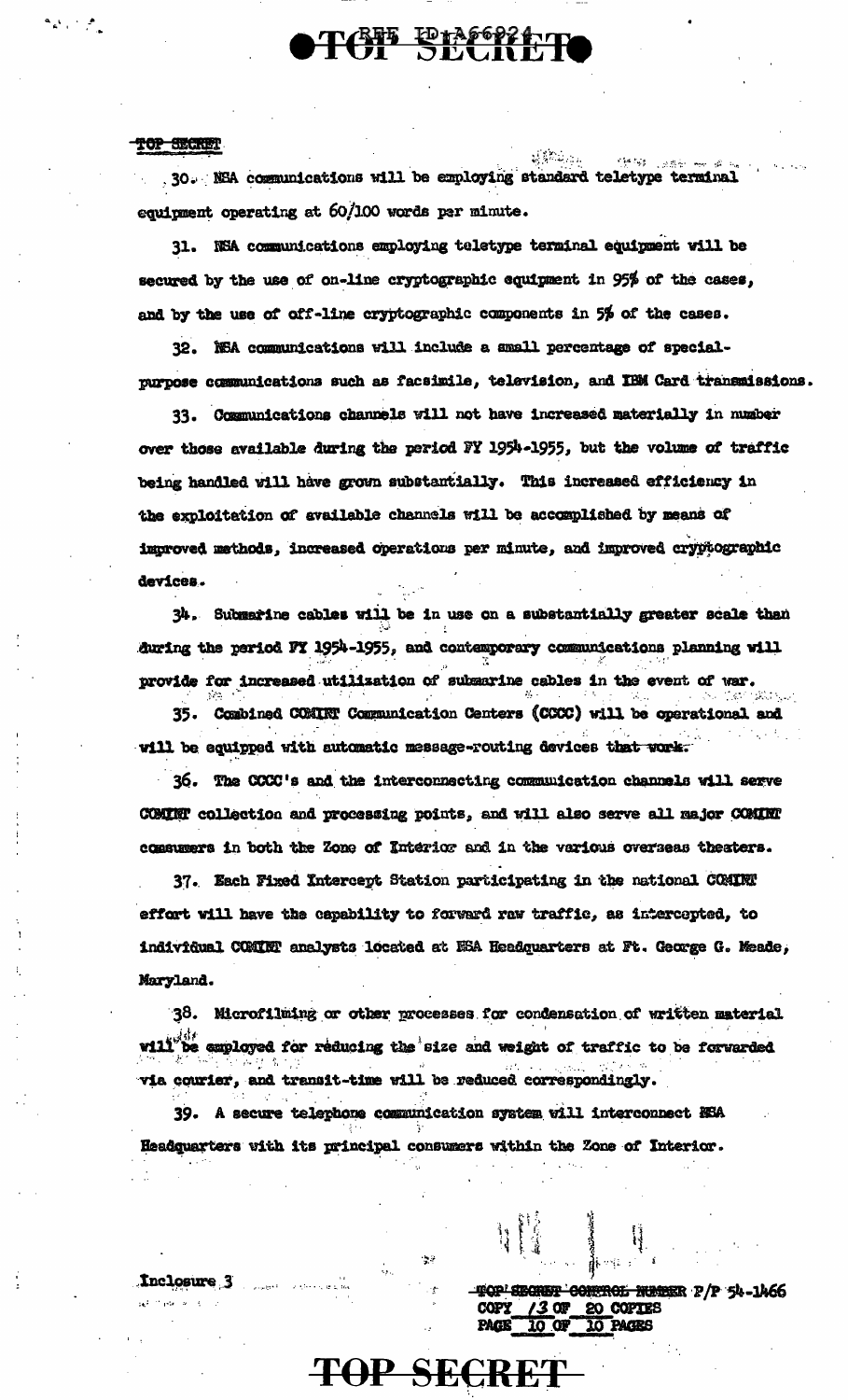TOP SECRET

30. NSA communications will be employing standard teletype terminal equipment operating at 60/100 words per minute.

31. NSA communications employing teletype terminal equipment will be secured by the use of on-line cryptographic equipment in 95% of the cases, and by the use of off-line cryptographic components in 5% of the cases.

32. NSA communications will include a small percentage of special-purpose communications such as facsimile, television, and IBM Card transmissions.

33. Communications channels will not have increased materially in number over those available during the period FY 1954-1955, but the volume of traffic being handled will have grown substantially. This increased efficiency in the exploitation of available channels will be accomplished by means of improved methods, increased operations per minute, and improved cryptographic devices.

34. Submarine cables will be in use on a substantially greater scale than during the period FY 1954-1955, and contemporary communications planning will provide for increased utilization of submarine cables in the event of war.

35. Combined COMINT Communication Centers (CCCC) will be operational and will be equipped with automatic message-routing devices that work.

36. The CCCC's and the interconnecting communication channels will serve COMINT collection and processing points, and will also serve all major COMINT consumers in both the Zone of Interior and in the various overseas theaters.

37. Each Fixed Intercept Station participating in the national COMINT effort will have the capability to forward raw traffic, as intercepted, to individual COMINT analysts located at NSA Headquarters at Ft. George G. Meade, Maryland.

38. Microfilming or other processes for condensation of written material will be employed for reducing the size and weight of traffic to be forwarded via courier, and transit-time will be reduced correspondingly.

39. A secure telephone communication system will interconnect NSA Headquarters with its principal consumers within the Zone of Interior.

Inclosure 3

TOP SECRET CONTROL NUMBER P/P 54-1466
COPY 13 OF 20 COPIES
PAGE 10 OF 10 PAGES